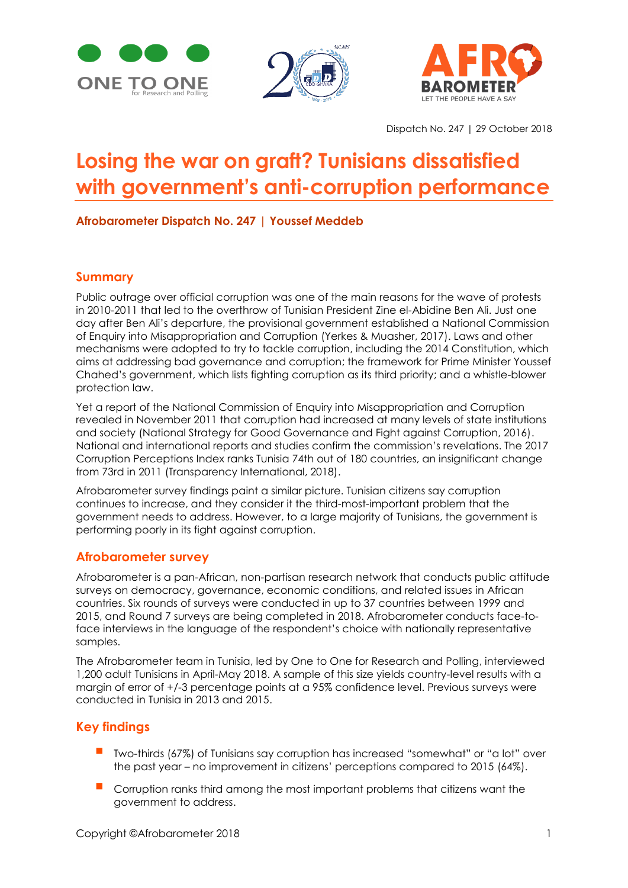Dispatch No. 247 | 29 October 2018

# Losing the war on graft? Tunisians dissatisfied with government's anti-corruption performance

**Afrobarometer Dispatch No. 247 | Youssef Meddeb**

## Summary

Public outrage over official corruption was one of the main reasons for the wave of protests in 2010-2011 that led to the overthrow of Tunisian President Zine el-Abidine Ben Ali. Just one day after Ben Ali's departure, the provisional government established a National Commission of Enquiry into Misappropriation and Corruption (Yerkes & Muasher, 2017). Laws and other mechanisms were adopted to try to tackle corruption, including the 2014 Constitution, which aims at addressing bad governance and corruption; the framework for Prime Minister Youssef Chahed's government, which lists fighting corruption as its third priority; and a whistle-blower protection law.

Yet a report of the National Commission of Enquiry into Misappropriation and Corruption revealed in November 2011 that corruption had increased at many levels of state institutions and society (National Strategy for Good Governance and Fight against Corruption, 2016). National and international reports and studies confirm the commission's revelations. The 2017 Corruption Perceptions Index ranks Tunisia 74th out of 180 countries, an insignificant change from 73rd in 2011 (Transparency International, 2018).

Afrobarometer survey findings paint a similar picture. Tunisian citizens say corruption continues to increase, and they consider it the third-most-important problem that the government needs to address. However, to a large majority of Tunisians, the government is performing poorly in its fight against corruption.

## Afrobarometer survey

Afrobarometer is a pan-African, non-partisan research network that conducts public attitude surveys on democracy, governance, economic conditions, and related issues in African countries. Six rounds of surveys were conducted in up to 37 countries between 1999 and 2015, and Round 7 surveys are being completed in 2018. Afrobarometer conducts face-to-face interviews in the language of the respondent's choice with nationally representative samples.

The Afrobarometer team in Tunisia, led by One to One for Research and Polling, interviewed 1,200 adult Tunisians in April-May 2018. A sample of this size yields country-level results with a margin of error of +/-3 percentage points at a 95% confidence level. Previous surveys were conducted in Tunisia in 2013 and 2015.

## Key findings

- Two-thirds (67%) of Tunisians say corruption has increased "somewhat" or "a lot" over the past year – no improvement in citizens' perceptions compared to 2015 (64%).
- Corruption ranks third among the most important problems that citizens want the government to address.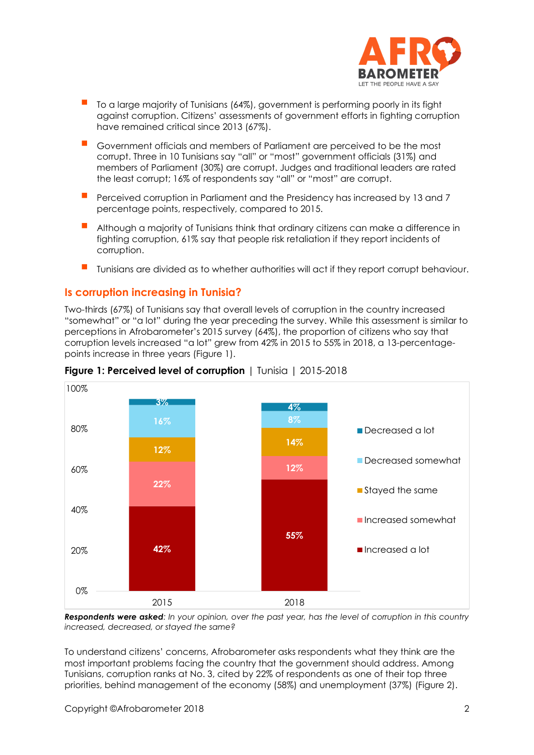- To a large majority of Tunisians (64%), government is performing poorly in its fight against corruption. Citizens' assessments of government efforts in fighting corruption have remained critical since 2013 (67%).
- Government officials and members of Parliament are perceived to be the most corrupt. Three in 10 Tunisians say "all" or "most" government officials (31%) and members of Parliament (30%) are corrupt. Judges and traditional leaders are rated the least corrupt; 16% of respondents say "all" or "most" are corrupt.
- Perceived corruption in Parliament and the Presidency has increased by 13 and 7 percentage points, respectively, compared to 2015.
- Although a majority of Tunisians think that ordinary citizens can make a difference in fighting corruption, 61% say that people risk retaliation if they report incidents of corruption.
- Tunisians are divided as to whether authorities will act if they report corrupt behaviour.

## Is corruption increasing in Tunisia?

Two-thirds (67%) of Tunisians say that overall levels of corruption in the country increased "somewhat" or "a lot" during the year preceding the survey. While this assessment is similar to perceptions in Afrobarometer's 2015 survey (64%), the proportion of citizens who say that corruption levels increased "a lot" grew from 42% in 2015 to 55% in 2018, a 13-percentage-points increase in three years (Figure 1).

**Figure 1: Perceived level of corruption** | Tunisia | 2015-2018

| | 2015 | 2018 |
|---|---|---|
| Decreased a lot | 3% | 4% |
| Decreased somewhat | 16% | 8% |
| Stayed the same | 12% | 14% |
| Increased somewhat | 22% | 12% |
| Increased a lot | 42% | 55% |

***Respondents were asked**: In your opinion, over the past year, has the level of corruption in this country increased, decreased, or stayed the same?*

To understand citizens' concerns, Afrobarometer asks respondents what they think are the most important problems facing the country that the government should address. Among Tunisians, corruption ranks at No. 3, cited by 22% of respondents as one of their top three priorities, behind management of the economy (58%) and unemployment (37%) (Figure 2).

Copyright ©Afrobarometer 2018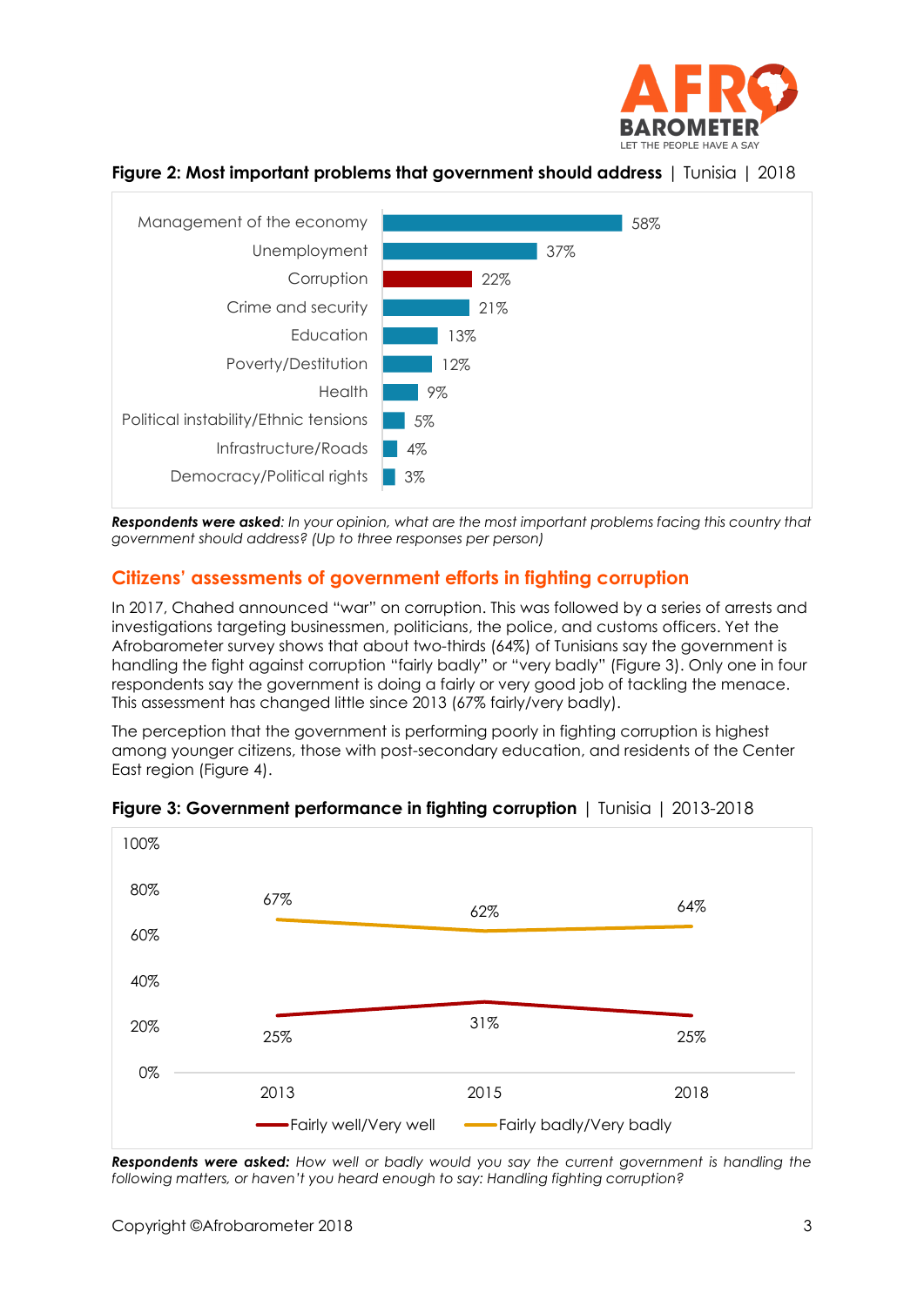**Figure 2: Most important problems that government should address** | Tunisia | 2018

| Problem | % |
|---|---|
| Management of the economy | 58% |
| Unemployment | 37% |
| Corruption | 22% |
| Crime and security | 21% |
| Education | 13% |
| Poverty/Destitution | 12% |
| Health | 9% |
| Political instability/Ethnic tensions | 5% |
| Infrastructure/Roads | 4% |
| Democracy/Political rights | 3% |

***Respondents were asked**: In your opinion, what are the most important problems facing this country that government should address? (Up to three responses per person)*

## Citizens' assessments of government efforts in fighting corruption

In 2017, Chahed announced "war" on corruption. This was followed by a series of arrests and investigations targeting businessmen, politicians, the police, and customs officers. Yet the Afrobarometer survey shows that about two-thirds (64%) of Tunisians say the government is handling the fight against corruption "fairly badly" or "very badly" (Figure 3). Only one in four respondents say the government is doing a fairly or very good job of tackling the menace. This assessment has changed little since 2013 (67% fairly/very badly).

The perception that the government is performing poorly in fighting corruption is highest among younger citizens, those with post-secondary education, and residents of the Center East region (Figure 4).

**Figure 3: Government performance in fighting corruption** | Tunisia | 2013-2018

| | 2013 | 2015 | 2018 |
|---|---|---|---|
| Fairly well/Very well | 25% | 31% | 25% |
| Fairly badly/Very badly | 67% | 62% | 64% |

***Respondents were asked:** How well or badly would you say the current government is handling the following matters, or haven't you heard enough to say: Handling fighting corruption?*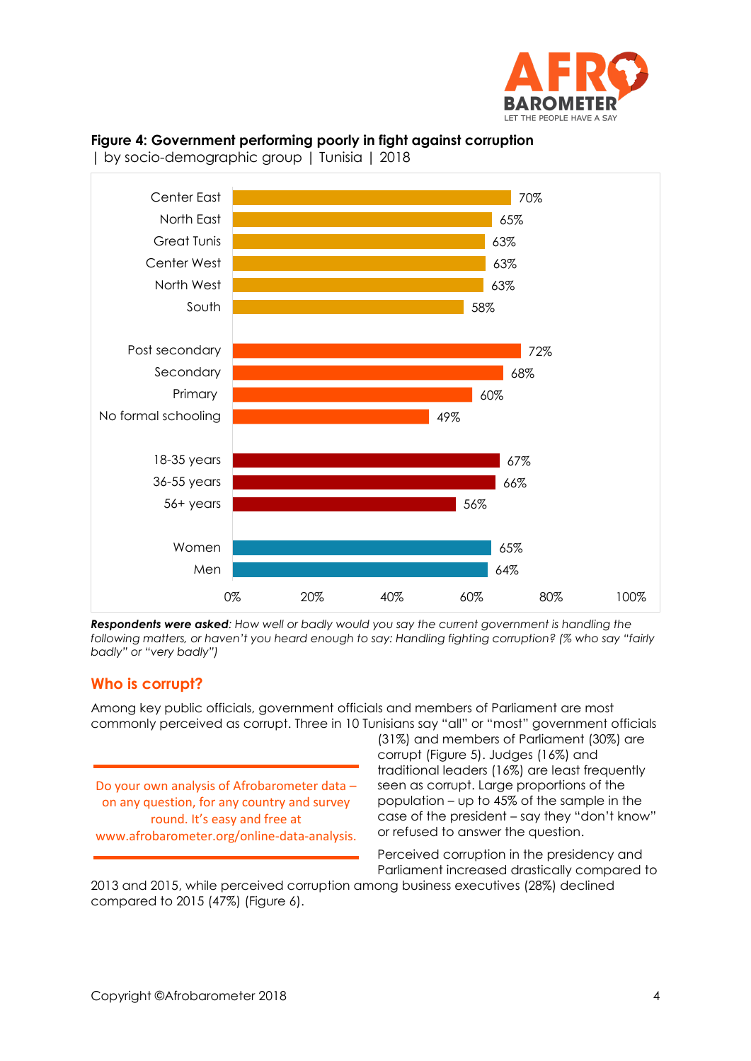**Figure 4: Government performing poorly in fight against corruption**
| by socio-demographic group | Tunisia | 2018

| Group | % |
|---|---|
| Center East | 70% |
| North East | 65% |
| Great Tunis | 63% |
| Center West | 63% |
| North West | 63% |
| South | 58% |
| Post secondary | 72% |
| Secondary | 68% |
| Primary | 60% |
| No formal schooling | 49% |
| 18-35 years | 67% |
| 36-55 years | 66% |
| 56+ years | 56% |
| Women | 65% |
| Men | 64% |

***Respondents were asked****: How well or badly would you say the current government is handling the following matters, or haven't you heard enough to say: Handling fighting corruption? (% who say "fairly badly" or "very badly")*

## Who is corrupt?

Among key public officials, government officials and members of Parliament are most commonly perceived as corrupt. Three in 10 Tunisians say "all" or "most" government officials (31%) and members of Parliament (30%) are corrupt (Figure 5). Judges (16%) and traditional leaders (16%) are least frequently seen as corrupt. Large proportions of the population – up to 45% of the sample in the case of the president – say they "don't know" or refused to answer the question.

> Do your own analysis of Afrobarometer data – on any question, for any country and survey round. It's easy and free at www.afrobarometer.org/online-data-analysis.

Perceived corruption in the presidency and Parliament increased drastically compared to 2013 and 2015, while perceived corruption among business executives (28%) declined compared to 2015 (47%) (Figure 6).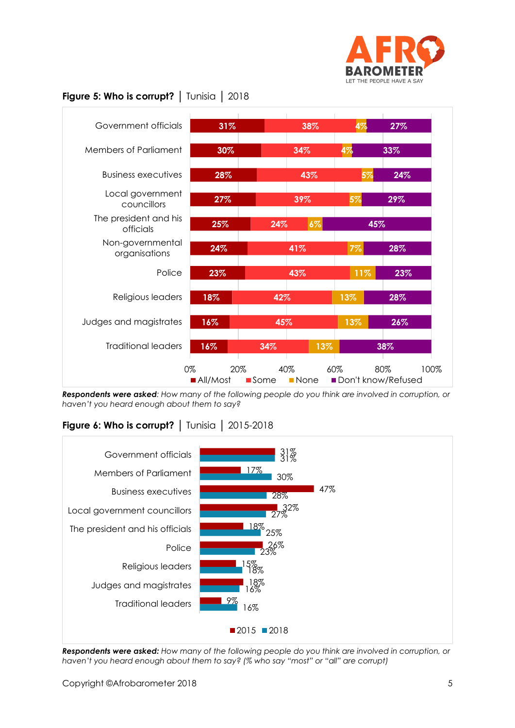**Figure 5: Who is corrupt?** | Tunisia | 2018

| | All/Most | Some | None | Don't know/Refused |
|---|---|---|---|---|
| Government officials | 31% | 38% | 4% | 27% |
| Members of Parliament | 30% | 34% | 4% | 33% |
| Business executives | 28% | 43% | 5% | 24% |
| Local government councillors | 27% | 39% | 5% | 29% |
| The president and his officials | 25% | 24% | 6% | 45% |
| Non-governmental organisations | 24% | 41% | 7% | 28% |
| Police | 23% | 43% | 11% | 23% |
| Religious leaders | 18% | 42% | 13% | 28% |
| Judges and magistrates | 16% | 45% | 13% | 26% |
| Traditional leaders | 16% | 34% | 13% | 38% |

***Respondents were asked**: How many of the following people do you think are involved in corruption, or haven't you heard enough about them to say?*

**Figure 6: Who is corrupt?** | Tunisia | 2015-2018

| | 2015 | 2018 |
|---|---|---|
| Government officials | 31% | 31% |
| Members of Parliament | 17% | 30% |
| Business executives | 47% | 28% |
| Local government councillors | 32% | 27% |
| The president and his officials | 18% | 25% |
| Police | 26% | 23% |
| Religious leaders | 15% | 18% |
| Judges and magistrates | 18% | 16% |
| Traditional leaders | 9% | 16% |

***Respondents were asked:** How many of the following people do you think are involved in corruption, or haven't you heard enough about them to say? (% who say "most" or "all" are corrupt)*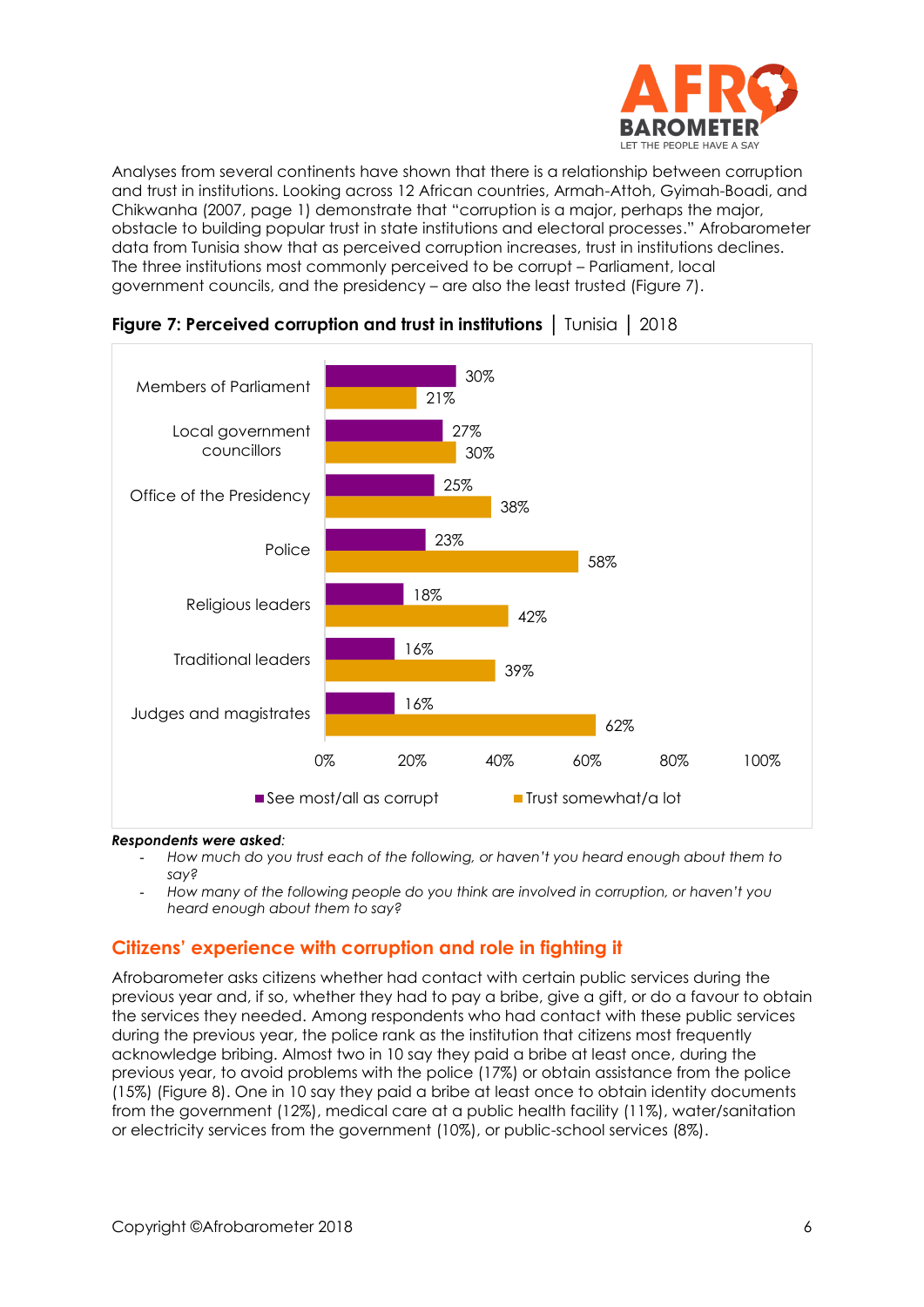Analyses from several continents have shown that there is a relationship between corruption and trust in institutions. Looking across 12 African countries, Armah-Attoh, Gyimah-Boadi, and Chikwanha (2007, page 1) demonstrate that "corruption is a major, perhaps the major, obstacle to building popular trust in state institutions and electoral processes." Afrobarometer data from Tunisia show that as perceived corruption increases, trust in institutions declines. The three institutions most commonly perceived to be corrupt – Parliament, local government councils, and the presidency – are also the least trusted (Figure 7).

**Figure 7: Perceived corruption and trust in institutions** | Tunisia | 2018

| | See most/all as corrupt | Trust somewhat/a lot |
|---|---|---|
| Members of Parliament | 30% | 21% |
| Local government councillors | 27% | 30% |
| Office of the Presidency | 25% | 38% |
| Police | 23% | 58% |
| Religious leaders | 18% | 42% |
| Traditional leaders | 16% | 39% |
| Judges and magistrates | 16% | 62% |

***Respondents were asked:***

- *How much do you trust each of the following, or haven't you heard enough about them to say?*
- *How many of the following people do you think are involved in corruption, or haven't you heard enough about them to say?*

## Citizens' experience with corruption and role in fighting it

Afrobarometer asks citizens whether had contact with certain public services during the previous year and, if so, whether they had to pay a bribe, give a gift, or do a favour to obtain the services they needed. Among respondents who had contact with these public services during the previous year, the police rank as the institution that citizens most frequently acknowledge bribing. Almost two in 10 say they paid a bribe at least once, during the previous year, to avoid problems with the police (17%) or obtain assistance from the police (15%) (Figure 8). One in 10 say they paid a bribe at least once to obtain identity documents from the government (12%), medical care at a public health facility (11%), water/sanitation or electricity services from the government (10%), or public-school services (8%).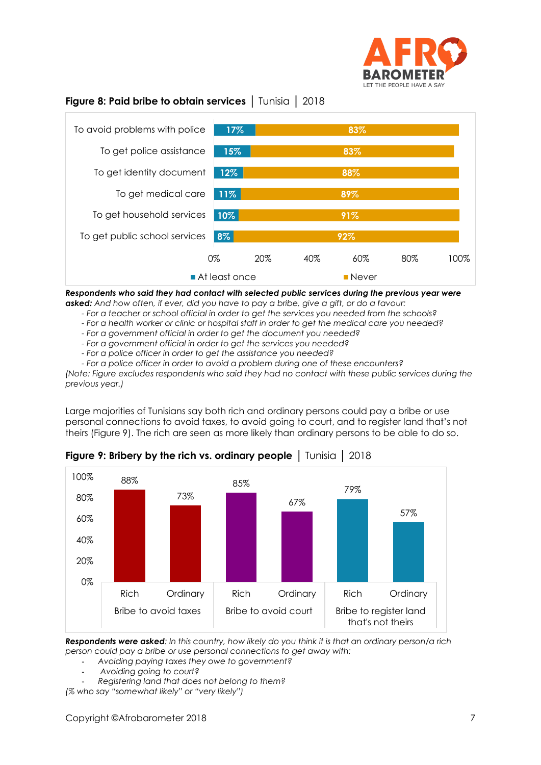**Figure 8: Paid bribe to obtain services** | Tunisia | 2018

| | At least once | Never |
|---|---|---|
| To avoid problems with police | 17% | 83% |
| To get police assistance | 15% | 83% |
| To get identity document | 12% | 88% |
| To get medical care | 11% | 89% |
| To get household services | 10% | 91% |
| To get public school services | 8% | 92% |

***Respondents who said they had contact with selected public services during the previous year were asked:*** *And how often, if ever, did you have to pay a bribe, give a gift, or do a favour:*

- *For a teacher or school official in order to get the services you needed from the schools?*
- *For a health worker or clinic or hospital staff in order to get the medical care you needed?*
- *For a government official in order to get the document you needed?*
- *For a government official in order to get the services you needed?*
- *For a police officer in order to get the assistance you needed?*
- *For a police officer in order to avoid a problem during one of these encounters?*

*(Note: Figure excludes respondents who said they had no contact with these public services during the previous year.)*

Large majorities of Tunisians say both rich and ordinary persons could pay a bribe or use personal connections to avoid taxes, to avoid going to court, and to register land that's not theirs (Figure 9). The rich are seen as more likely than ordinary persons to be able to do so.

**Figure 9: Bribery by the rich vs. ordinary people** | Tunisia | 2018

| | Rich | Ordinary |
|---|---|---|
| Bribe to avoid taxes | 88% | 73% |
| Bribe to avoid court | 85% | 67% |
| Bribe to register land that's not theirs | 79% | 57% |

***Respondents were asked****: In this country, how likely do you think it is that an ordinary person/a rich person could pay a bribe or use personal connections to get away with:*

- *Avoiding paying taxes they owe to government?*
- *Avoiding going to court?*
- *Registering land that does not belong to them?*

*(% who say "somewhat likely" or "very likely")*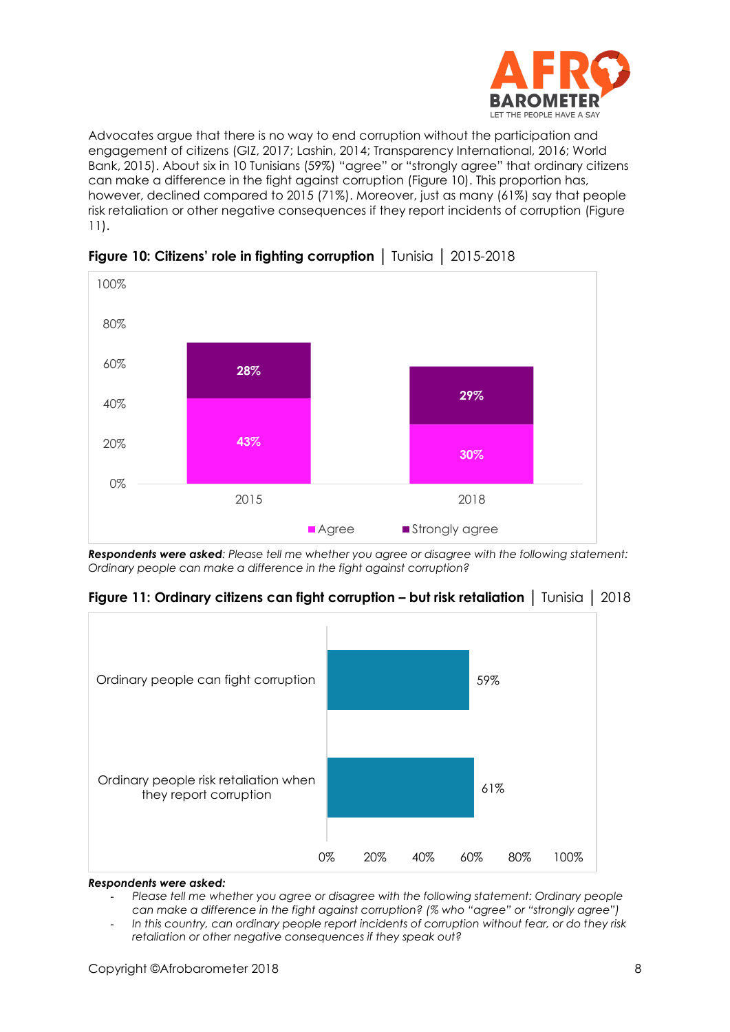Advocates argue that there is no way to end corruption without the participation and engagement of citizens (GIZ, 2017; Lashin, 2014; Transparency International, 2016; World Bank, 2015). About six in 10 Tunisians (59%) "agree" or "strongly agree" that ordinary citizens can make a difference in the fight against corruption (Figure 10). This proportion has, however, declined compared to 2015 (71%). Moreover, just as many (61%) say that people risk retaliation or other negative consequences if they report incidents of corruption (Figure 11).

**Figure 10: Citizens' role in fighting corruption** | Tunisia | 2015-2018

| | Agree | Strongly agree |
|---|---|---|
| 2015 | 43% | 28% |
| 2018 | 30% | 29% |

***Respondents were asked**: Please tell me whether you agree or disagree with the following statement: Ordinary people can make a difference in the fight against corruption?*

**Figure 11: Ordinary citizens can fight corruption – but risk retaliation** | Tunisia | 2018

| | % |
|---|---|
| Ordinary people can fight corruption | 59% |
| Ordinary people risk retaliation when they report corruption | 61% |

***Respondents were asked:***

- *Please tell me whether you agree or disagree with the following statement: Ordinary people can make a difference in the fight against corruption? (% who "agree" or "strongly agree")*
- *In this country, can ordinary people report incidents of corruption without fear, or do they risk retaliation or other negative consequences if they speak out?*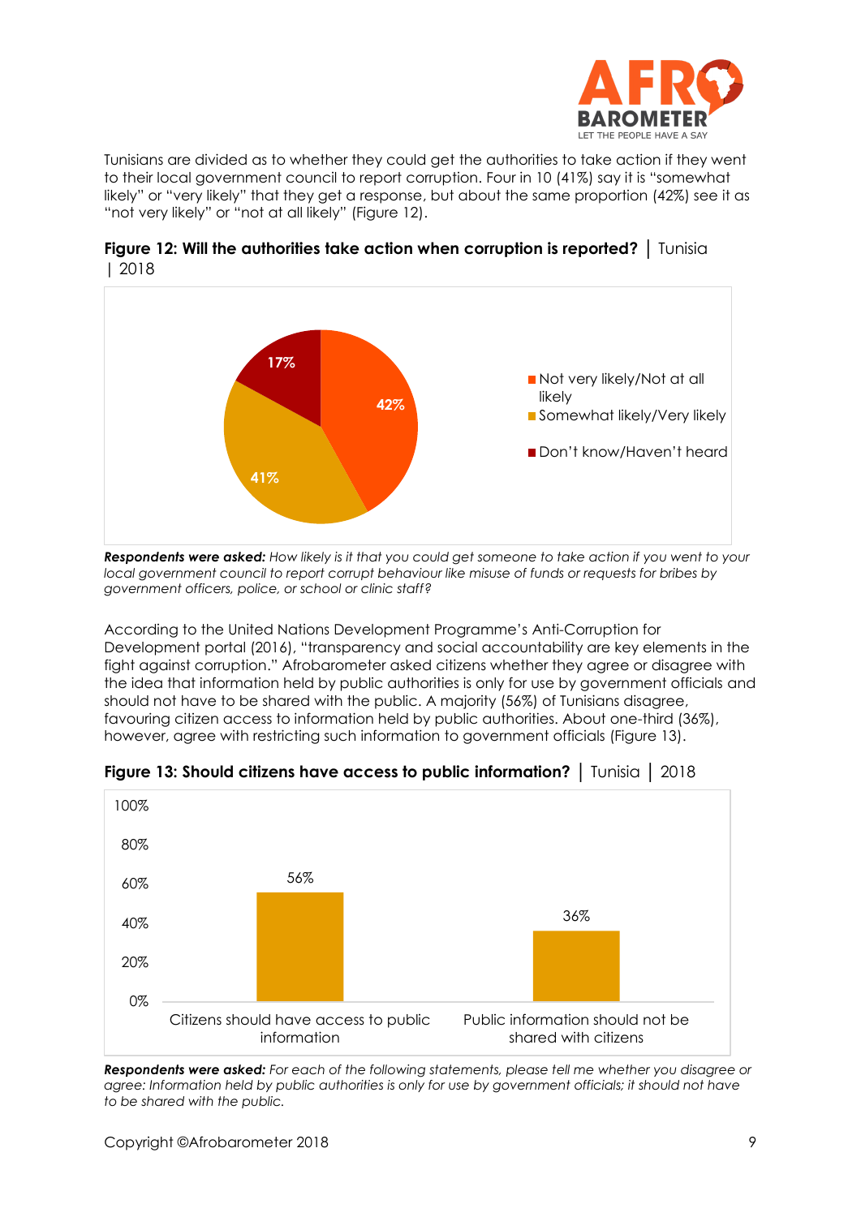Tunisians are divided as to whether they could get the authorities to take action if they went to their local government council to report corruption. Four in 10 (41%) say it is "somewhat likely" or "very likely" that they get a response, but about the same proportion (42%) see it as "not very likely" or "not at all likely" (Figure 12).

**Figure 12: Will the authorities take action when corruption is reported?** | Tunisia | 2018

| Response | % |
| --- | --- |
| Not very likely/Not at all likely | 42% |
| Somewhat likely/Very likely | 41% |
| Don't know/Haven't heard | 17% |

***Respondents were asked:*** *How likely is it that you could get someone to take action if you went to your local government council to report corrupt behaviour like misuse of funds or requests for bribes by government officers, police, or school or clinic staff?*

According to the United Nations Development Programme's Anti-Corruption for Development portal (2016), "transparency and social accountability are key elements in the fight against corruption." Afrobarometer asked citizens whether they agree or disagree with the idea that information held by public authorities is only for use by government officials and should not have to be shared with the public. A majority (56%) of Tunisians disagree, favouring citizen access to information held by public authorities. About one-third (36%), however, agree with restricting such information to government officials (Figure 13).

**Figure 13: Should citizens have access to public information?** | Tunisia | 2018

| Response | % |
| --- | --- |
| Citizens should have access to public information | 56% |
| Public information should not be shared with citizens | 36% |

***Respondents were asked:*** *For each of the following statements, please tell me whether you disagree or agree: Information held by public authorities is only for use by government officials; it should not have to be shared with the public.*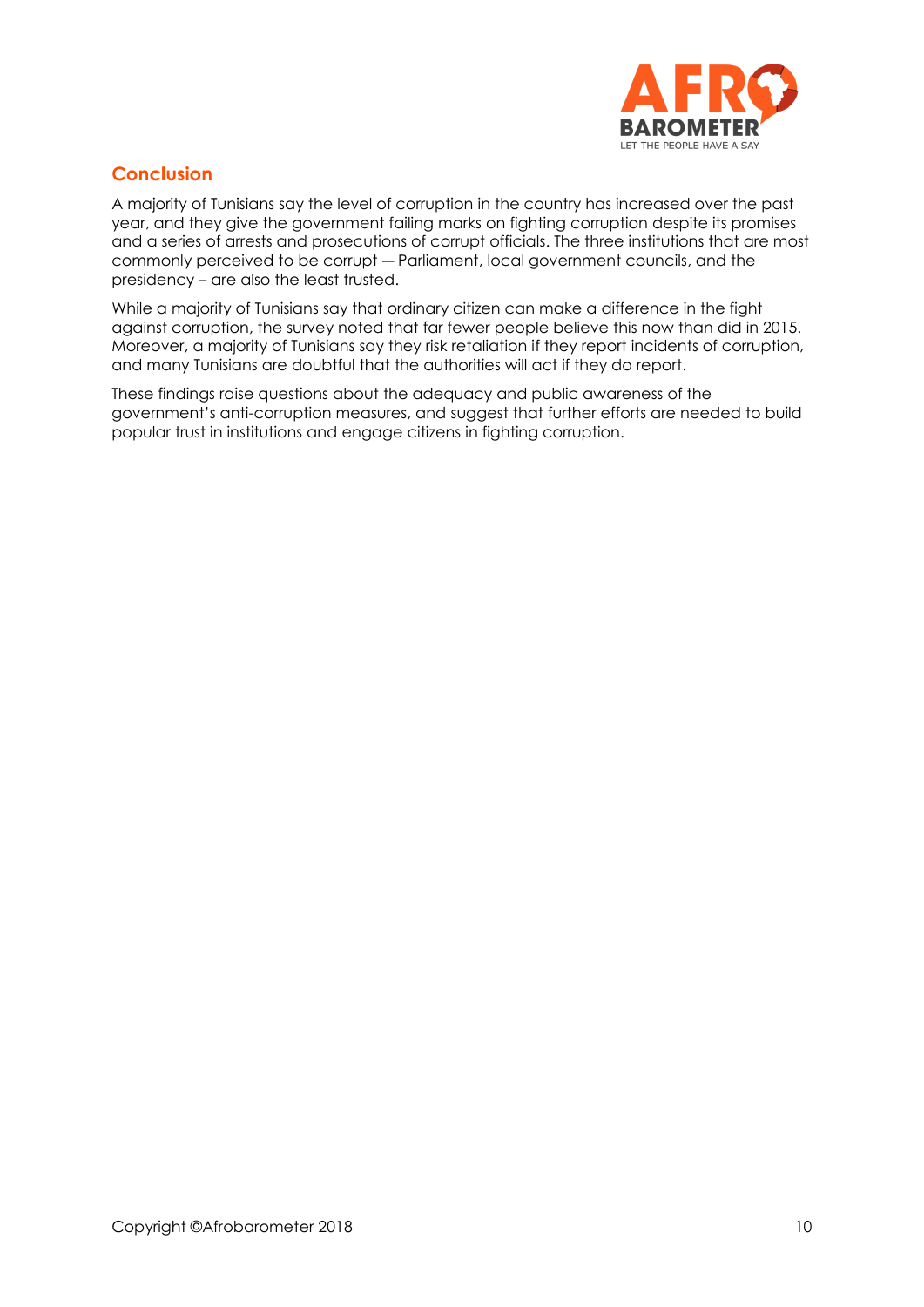## Conclusion

A majority of Tunisians say the level of corruption in the country has increased over the past year, and they give the government failing marks on fighting corruption despite its promises and a series of arrests and prosecutions of corrupt officials. The three institutions that are most commonly perceived to be corrupt — Parliament, local government councils, and the presidency – are also the least trusted.

While a majority of Tunisians say that ordinary citizen can make a difference in the fight against corruption, the survey noted that far fewer people believe this now than did in 2015. Moreover, a majority of Tunisians say they risk retaliation if they report incidents of corruption, and many Tunisians are doubtful that the authorities will act if they do report.

These findings raise questions about the adequacy and public awareness of the government's anti-corruption measures, and suggest that further efforts are needed to build popular trust in institutions and engage citizens in fighting corruption.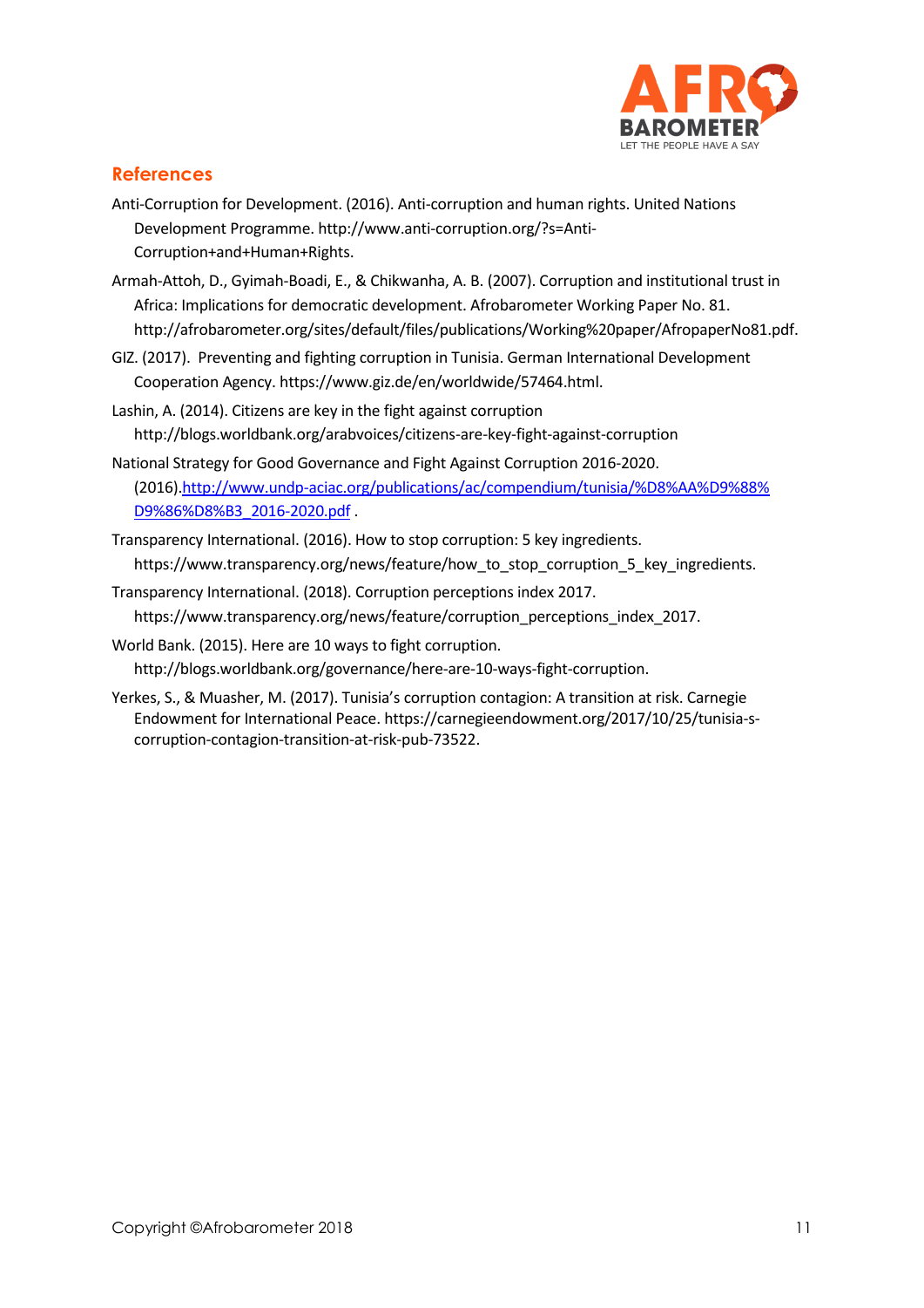## References

Anti-Corruption for Development. (2016). Anti-corruption and human rights. United Nations Development Programme. http://www.anti-corruption.org/?s=Anti-Corruption+and+Human+Rights.

Armah-Attoh, D., Gyimah-Boadi, E., & Chikwanha, A. B. (2007). Corruption and institutional trust in Africa: Implications for democratic development. Afrobarometer Working Paper No. 81. http://afrobarometer.org/sites/default/files/publications/Working%20paper/AfropaperNo81.pdf.

GIZ. (2017). Preventing and fighting corruption in Tunisia. German International Development Cooperation Agency. https://www.giz.de/en/worldwide/57464.html.

Lashin, A. (2014). Citizens are key in the fight against corruption http://blogs.worldbank.org/arabvoices/citizens-are-key-fight-against-corruption

National Strategy for Good Governance and Fight Against Corruption 2016-2020. (2016).http://www.undp-aciac.org/publications/ac/compendium/tunisia/%D8%AA%D9%88%D9%86%D8%B3_2016-2020.pdf .

Transparency International. (2016). How to stop corruption: 5 key ingredients. https://www.transparency.org/news/feature/how_to_stop_corruption_5_key_ingredients.

Transparency International. (2018). Corruption perceptions index 2017. https://www.transparency.org/news/feature/corruption_perceptions_index_2017.

World Bank. (2015). Here are 10 ways to fight corruption. http://blogs.worldbank.org/governance/here-are-10-ways-fight-corruption.

Yerkes, S., & Muasher, M. (2017). Tunisia's corruption contagion: A transition at risk. Carnegie Endowment for International Peace. https://carnegieendowment.org/2017/10/25/tunisia-s-corruption-contagion-transition-at-risk-pub-73522.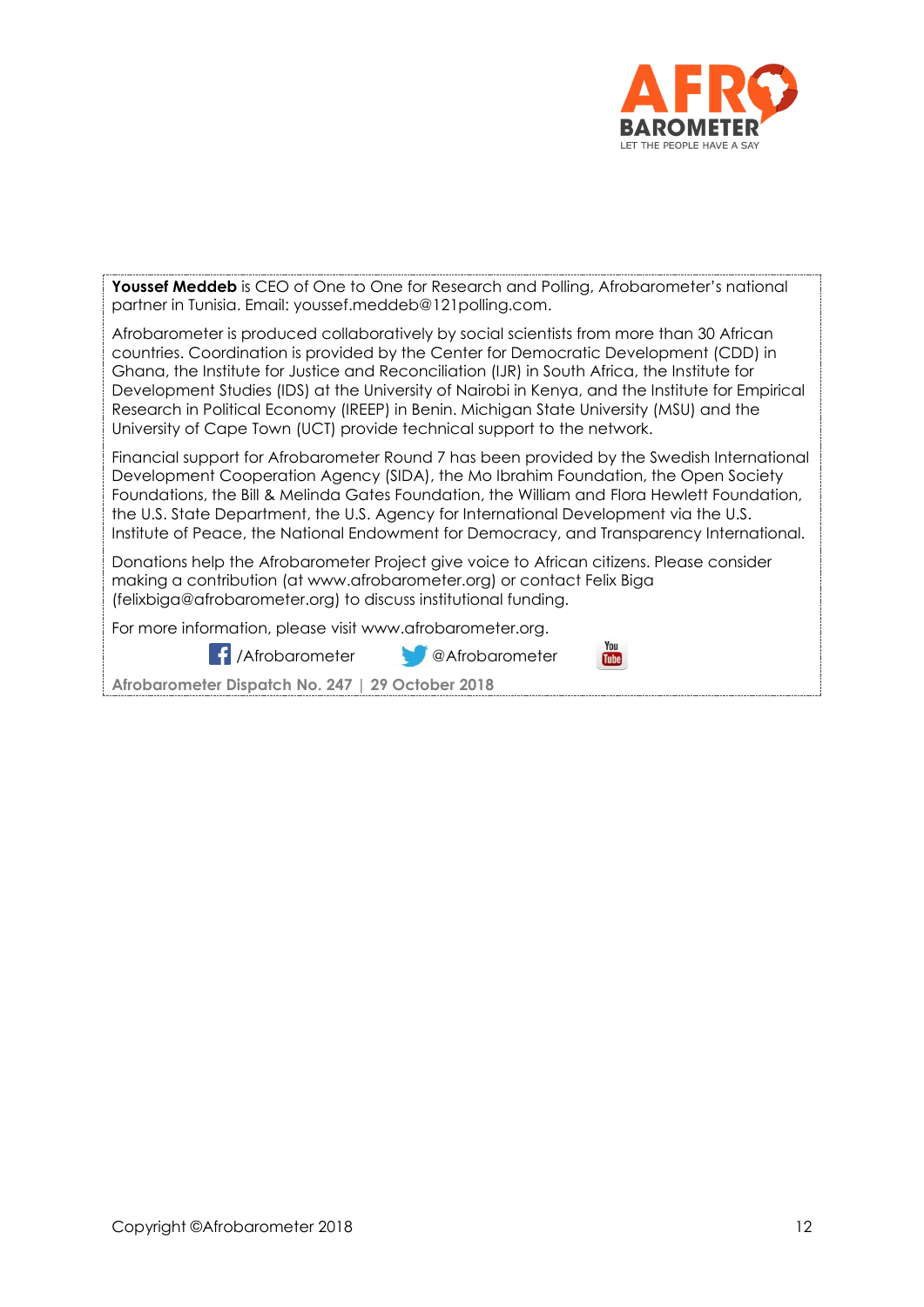**Youssef Meddeb** is CEO of One to One for Research and Polling, Afrobarometer's national partner in Tunisia. Email: youssef.meddeb@121polling.com.

Afrobarometer is produced collaboratively by social scientists from more than 30 African countries. Coordination is provided by the Center for Democratic Development (CDD) in Ghana, the Institute for Justice and Reconciliation (IJR) in South Africa, the Institute for Development Studies (IDS) at the University of Nairobi in Kenya, and the Institute for Empirical Research in Political Economy (IREEP) in Benin. Michigan State University (MSU) and the University of Cape Town (UCT) provide technical support to the network.

Financial support for Afrobarometer Round 7 has been provided by the Swedish International Development Cooperation Agency (SIDA), the Mo Ibrahim Foundation, the Open Society Foundations, the Bill & Melinda Gates Foundation, the William and Flora Hewlett Foundation, the U.S. State Department, the U.S. Agency for International Development via the U.S. Institute of Peace, the National Endowment for Democracy, and Transparency International.

Donations help the Afrobarometer Project give voice to African citizens. Please consider making a contribution (at www.afrobarometer.org) or contact Felix Biga (felixbiga@afrobarometer.org) to discuss institutional funding.

For more information, please visit www.afrobarometer.org.

/Afrobarometer @Afrobarometer

**Afrobarometer Dispatch No. 247 | 29 October 2018**